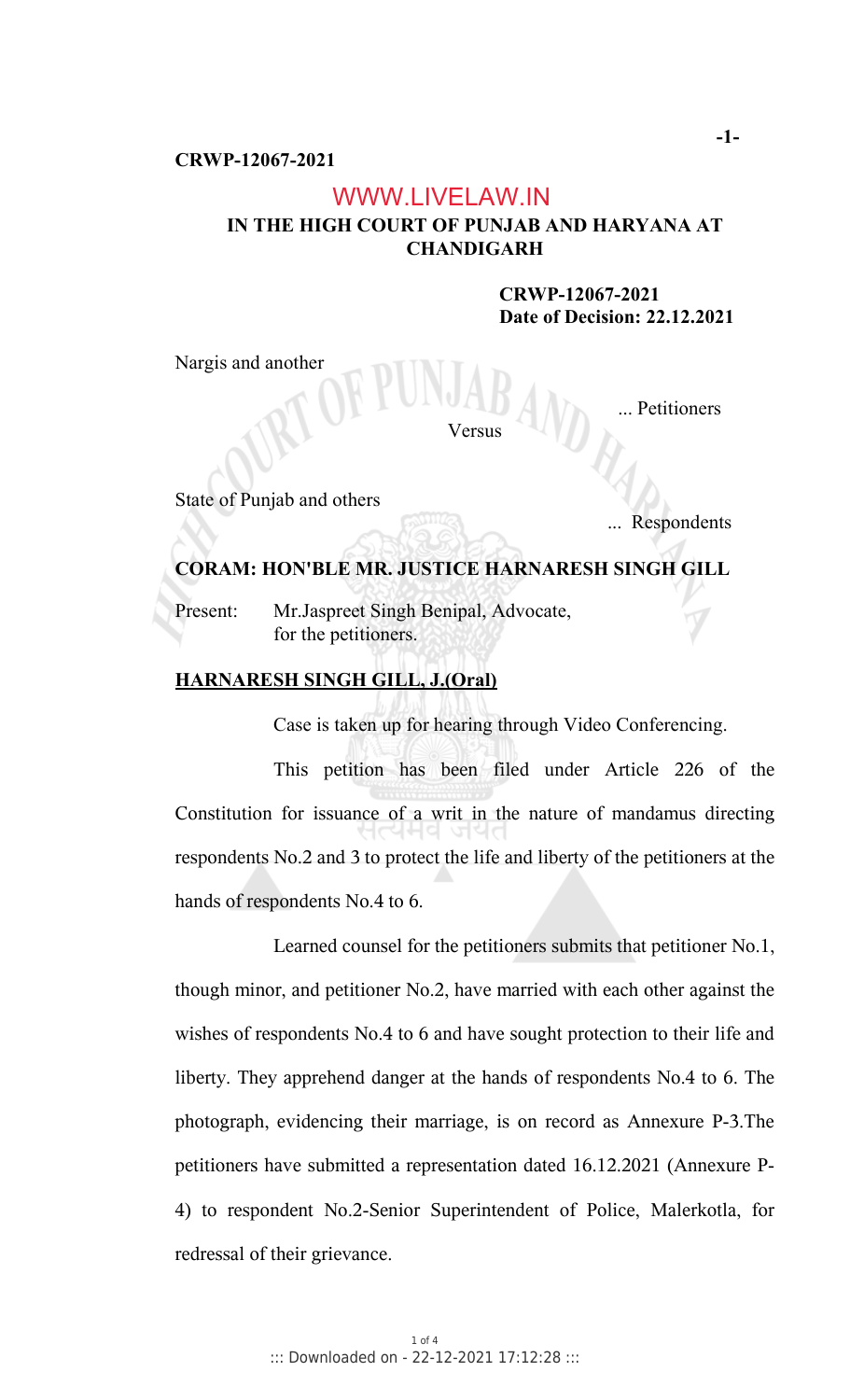**IN THE HIGH COURT OF PUNJAB AND HARYANA AT CHANDIGARH**

**CRWP-12067-2021**
**Date of Decision: 22.12.2021**

Nargis and another

... Petitioners

Versus

State of Punjab and others

... Respondents

**CORAM: HON'BLE MR. JUSTICE HARNARESH SINGH GILL**

Present: Mr.Jaspreet Singh Benipal, Advocate, for the petitioners.

**HARNARESH SINGH GILL, J.(Oral)**

Case is taken up for hearing through Video Conferencing.

This petition has been filed under Article 226 of the Constitution for issuance of a writ in the nature of mandamus directing respondents No.2 and 3 to protect the life and liberty of the petitioners at the hands of respondents No.4 to 6.

Learned counsel for the petitioners submits that petitioner No.1, though minor, and petitioner No.2, have married with each other against the wishes of respondents No.4 to 6 and have sought protection to their life and liberty. They apprehend danger at the hands of respondents No.4 to 6. The photograph, evidencing their marriage, is on record as Annexure P-3.The petitioners have submitted a representation dated 16.12.2021 (Annexure P-4) to respondent No.2-Senior Superintendent of Police, Malerkotla, for redressal of their grievance.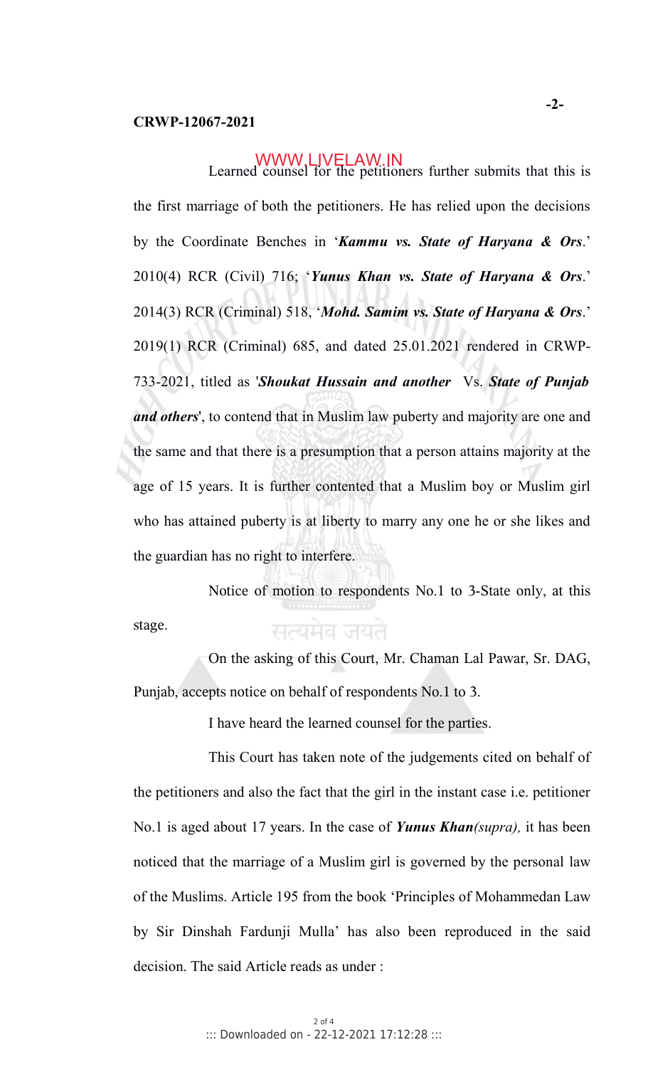Learned counsel for the petitioners further submits that this is the first marriage of both the petitioners. He has relied upon the decisions by the Coordinate Benches in '***Kammu vs. State of Haryana & Ors***.' 2010(4) RCR (Civil) 716; '***Yunus Khan vs. State of Haryana & Ors***.' 2014(3) RCR (Criminal) 518, '***Mohd. Samim vs. State of Haryana & Ors***.' 2019(1) RCR (Criminal) 685, and dated 25.01.2021 rendered in CRWP-733-2021, titled as '***Shoukat Hussain and another*** Vs. ***State of Punjab and others***', to contend that in Muslim law puberty and majority are one and the same and that there is a presumption that a person attains majority at the age of 15 years. It is further contented that a Muslim boy or Muslim girl who has attained puberty is at liberty to marry any one he or she likes and the guardian has no right to interfere.

Notice of motion to respondents No.1 to 3-State only, at this stage.

On the asking of this Court, Mr. Chaman Lal Pawar, Sr. DAG, Punjab, accepts notice on behalf of respondents No.1 to 3.

I have heard the learned counsel for the parties.

This Court has taken note of the judgements cited on behalf of the petitioners and also the fact that the girl in the instant case i.e. petitioner No.1 is aged about 17 years. In the case of ***Yunus Khan****(supra),* it has been noticed that the marriage of a Muslim girl is governed by the personal law of the Muslims. Article 195 from the book 'Principles of Mohammedan Law by Sir Dinshah Fardunji Mulla' has also been reproduced in the said decision. The said Article reads as under :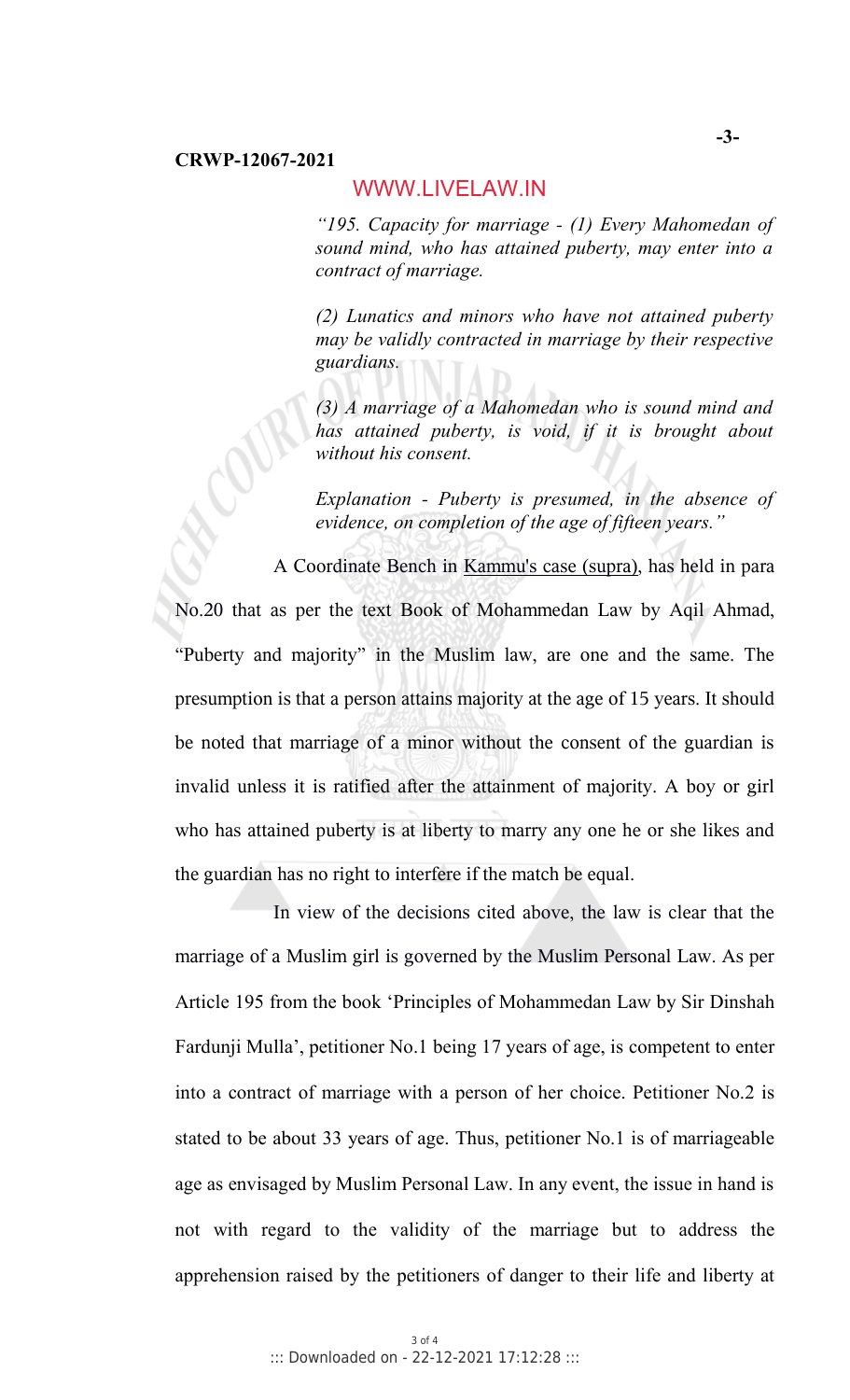*"195. Capacity for marriage - (1) Every Mahomedan of sound mind, who has attained puberty, may enter into a contract of marriage.*

*(2) Lunatics and minors who have not attained puberty may be validly contracted in marriage by their respective guardians.*

*(3) A marriage of a Mahomedan who is sound mind and has attained puberty, is void, if it is brought about without his consent.*

*Explanation - Puberty is presumed, in the absence of evidence, on completion of the age of fifteen years."*

A Coordinate Bench in Kammu's case (supra), has held in para No.20 that as per the text Book of Mohammedan Law by Aqil Ahmad, "Puberty and majority" in the Muslim law, are one and the same. The presumption is that a person attains majority at the age of 15 years. It should be noted that marriage of a minor without the consent of the guardian is invalid unless it is ratified after the attainment of majority. A boy or girl who has attained puberty is at liberty to marry any one he or she likes and the guardian has no right to interfere if the match be equal.

In view of the decisions cited above, the law is clear that the marriage of a Muslim girl is governed by the Muslim Personal Law. As per Article 195 from the book 'Principles of Mohammedan Law by Sir Dinshah Fardunji Mulla', petitioner No.1 being 17 years of age, is competent to enter into a contract of marriage with a person of her choice. Petitioner No.2 is stated to be about 33 years of age. Thus, petitioner No.1 is of marriageable age as envisaged by Muslim Personal Law. In any event, the issue in hand is not with regard to the validity of the marriage but to address the apprehension raised by the petitioners of danger to their life and liberty at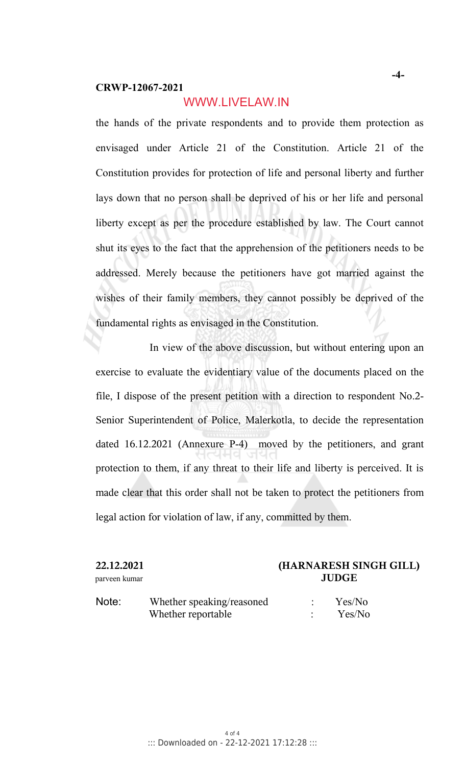the hands of the private respondents and to provide them protection as envisaged under Article 21 of the Constitution. Article 21 of the Constitution provides for protection of life and personal liberty and further lays down that no person shall be deprived of his or her life and personal liberty except as per the procedure established by law. The Court cannot shut its eyes to the fact that the apprehension of the petitioners needs to be addressed. Merely because the petitioners have got married against the wishes of their family members, they cannot possibly be deprived of the fundamental rights as envisaged in the Constitution.

In view of the above discussion, but without entering upon an exercise to evaluate the evidentiary value of the documents placed on the file, I dispose of the present petition with a direction to respondent No.2-Senior Superintendent of Police, Malerkotla, to decide the representation dated 16.12.2021 (Annexure P-4) moved by the petitioners, and grant protection to them, if any threat to their life and liberty is perceived. It is made clear that this order shall not be taken to protect the petitioners from legal action for violation of law, if any, committed by them.

**22.12.2021**
parveen kumar

**(HARNARESH SINGH GILL)**
**JUDGE**

| | | | |
|---|---|---|---|
| Note: | Whether speaking/reasoned | : | Yes/No |
| | Whether reportable | : | Yes/No |